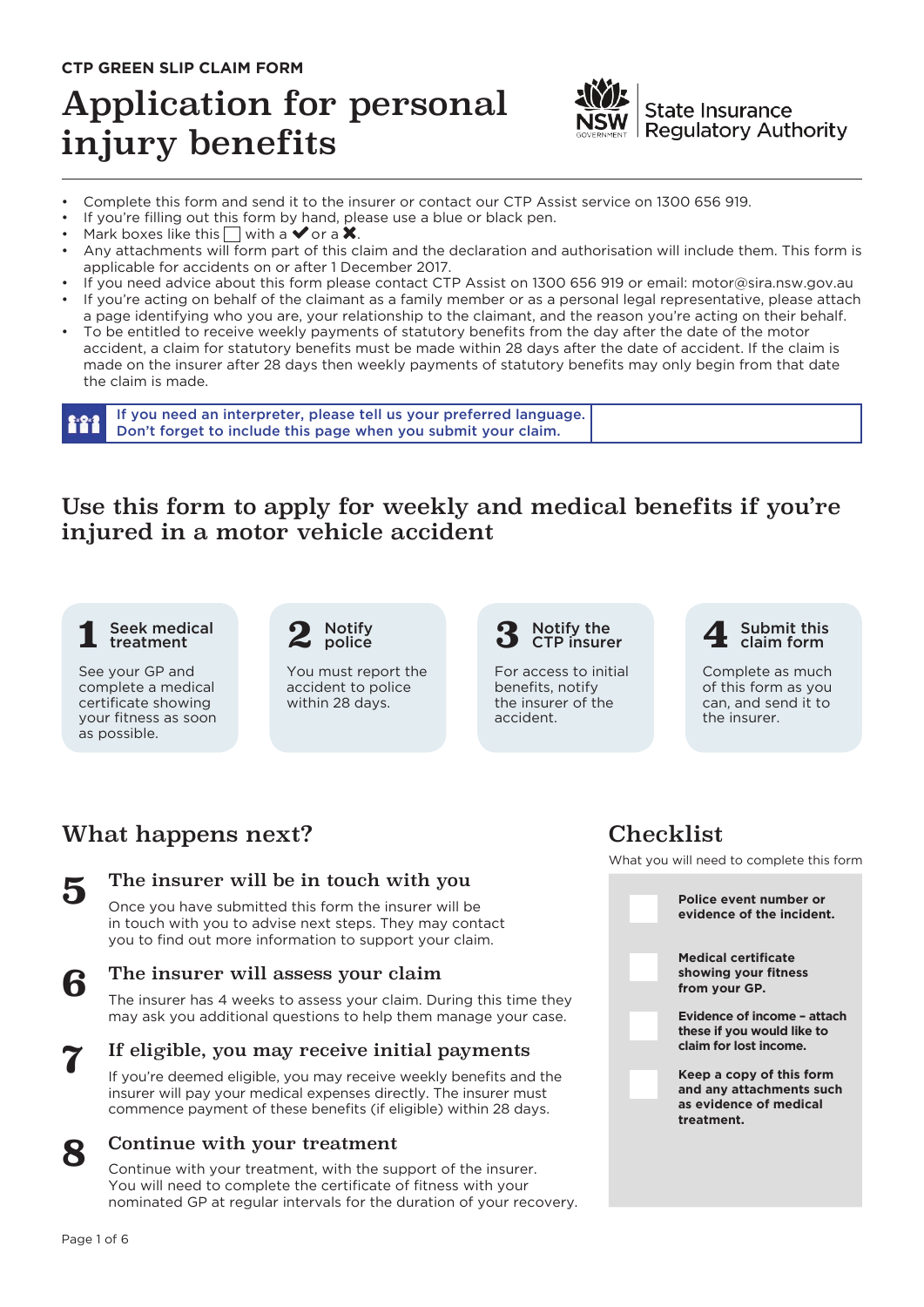**CTP GREEN SLIP CLAIM FORM**

# Application for personal injury benefits

State Insurance Regulatory Authority

- Complete this form and send it to the insurer or contact our CTP Assist service on 1300 656 919.
- If you're filling out this form by hand, please use a blue or black pen.
- Mark boxes like this ☐ with a ✔ or a ✖.
- Any attachments will form part of this claim and the declaration and authorisation will include them. This form is applicable for accidents on or after 1 December 2017.
- If you need advice about this form please contact CTP Assist on 1300 656 919 or email: motor@sira.nsw.gov.au
- If you're acting on behalf of the claimant as a family member or as a personal legal representative, please attach a page identifying who you are, your relationship to the claimant, and the reason you're acting on their behalf.
- To be entitled to receive weekly payments of statutory benefits from the day after the date of the motor accident, a claim for statutory benefits must be made within 28 days after the date of accident. If the claim is made on the insurer after 28 days then weekly payments of statutory benefits may only begin from that date the claim is made.

| If you need an interpreter, please tell us your preferred language. Don't forget to include this page when you submit your claim. | |
|---|---|

## Use this form to apply for weekly and medical benefits if you're injured in a motor vehicle accident

**1 Seek medical treatment**
See your GP and complete a medical certificate showing your fitness as soon as possible.

**2 Notify police**
You must report the accident to police within 28 days.

**3 Notify the CTP insurer**
For access to initial benefits, notify the insurer of the accident.

**4 Submit this claim form**
Complete as much of this form as you can, and send it to the insurer.

## What happens next?

### 5 The insurer will be in touch with you

Once you have submitted this form the insurer will be in touch with you to advise next steps. They may contact you to find out more information to support your claim.

### 6 The insurer will assess your claim

The insurer has 4 weeks to assess your claim. During this time they may ask you additional questions to help them manage your case.

### 7 If eligible, you may receive initial payments

If you're deemed eligible, you may receive weekly benefits and the insurer will pay your medical expenses directly. The insurer must commence payment of these benefits (if eligible) within 28 days.

### 8 Continue with your treatment

Continue with your treatment, with the support of the insurer. You will need to complete the certificate of fitness with your nominated GP at regular intervals for the duration of your recovery.

## Checklist

What you will need to complete this form

- ☐ **Police event number or evidence of the incident.**
- ☐ **Medical certificate showing your fitness from your GP.**
- ☐ **Evidence of income – attach these if you would like to claim for lost income.**
- ☐ **Keep a copy of this form and any attachments such as evidence of medical treatment.**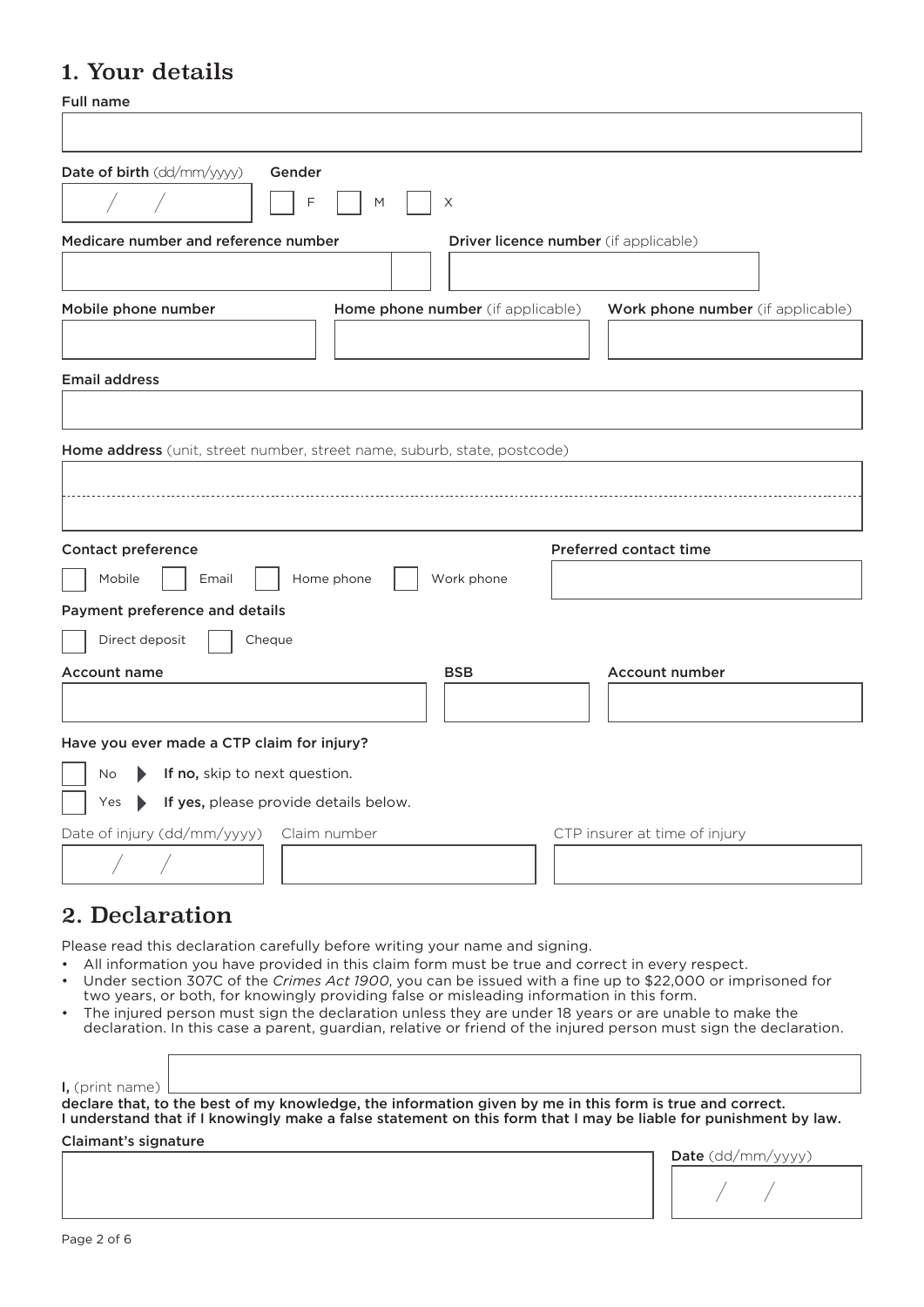## 1. Your details

**Full name**

**Date of birth** (dd/mm/yyyy) &nbsp;&nbsp; / &nbsp;&nbsp; /

**Gender**

☐ F ☐ M ☐ X

**Medicare number and reference number**

**Driver licence number** (if applicable)

**Mobile phone number**

**Home phone number** (if applicable)

**Work phone number** (if applicable)

**Email address**

**Home address** (unit, street number, street name, suburb, state, postcode)

**Contact preference**

☐ Mobile ☐ Email ☐ Home phone ☐ Work phone

**Preferred contact time**

**Payment preference and details**

☐ Direct deposit ☐ Cheque

**Account name**

**BSB**

**Account number**

**Have you ever made a CTP claim for injury?**

☐ No ▶ **If no,** skip to next question.

☐ Yes ▶ **If yes,** please provide details below.

Date of injury (dd/mm/yyyy) &nbsp;&nbsp; / &nbsp;&nbsp; /

Claim number

CTP insurer at time of injury

## 2. Declaration

Please read this declaration carefully before writing your name and signing.

- All information you have provided in this claim form must be true and correct in every respect.
- Under section 307C of the *Crimes Act 1900*, you can be issued with a fine up to $22,000 or imprisoned for two years, or both, for knowingly providing false or misleading information in this form.
- The injured person must sign the declaration unless they are under 18 years or are unable to make the declaration. In this case a parent, guardian, relative or friend of the injured person must sign the declaration.

**I,** (print name)

**declare that, to the best of my knowledge, the information given by me in this form is true and correct. I understand that if I knowingly make a false statement on this form that I may be liable for punishment by law.**

**Claimant's signature**

**Date** (dd/mm/yyyy) &nbsp;&nbsp; / &nbsp;&nbsp; /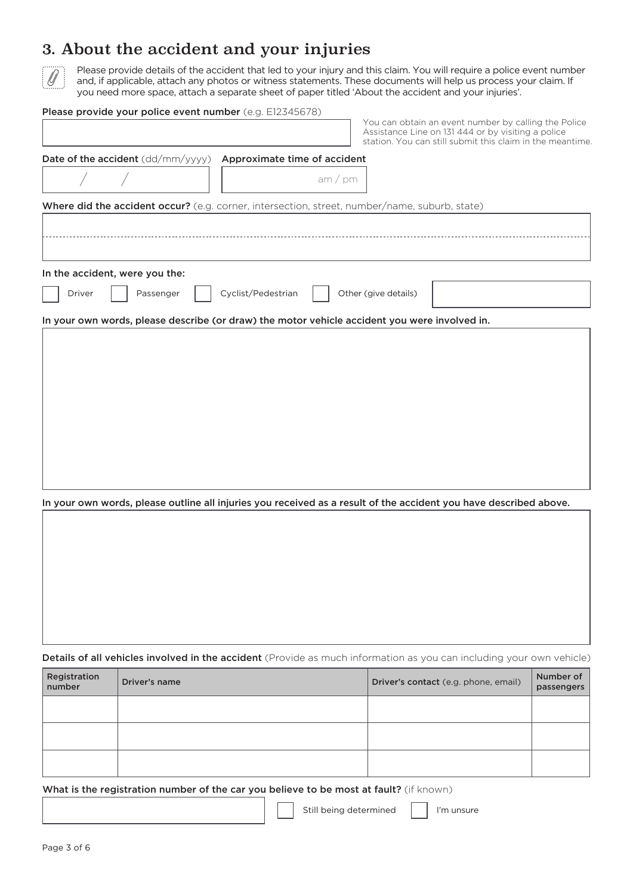## 3. About the accident and your injuries

Please provide details of the accident that led to your injury and this claim. You will require a police event number and, if applicable, attach any photos or witness statements. These documents will help us process your claim. If you need more space, attach a separate sheet of paper titled 'About the accident and your injuries'.

**Please provide your police event number** (e.g. E12345678)

You can obtain an event number by calling the Police Assistance Line on 131 444 or by visiting a police station. You can still submit this claim in the meantime.

**Date of the accident** (dd/mm/yyyy) / /

**Approximate time of accident** am / pm

**Where did the accident occur?** (e.g. corner, intersection, street, number/name, suburb, state)

**In the accident, were you the:**

☐ Driver ☐ Passenger ☐ Cyclist/Pedestrian ☐ Other (give details)

**In your own words, please describe (or draw) the motor vehicle accident you were involved in.**

**In your own words, please outline all injuries you received as a result of the accident you have described above.**

**Details of all vehicles involved in the accident** (Provide as much information as you can including your own vehicle)

| Registration number | Driver's name | Driver's contact (e.g. phone, email) | Number of passengers |
|---|---|---|---|
| | | | |
| | | | |
| | | | |

**What is the registration number of the car you believe to be most at fault?** (if known)

☐ Still being determined ☐ I'm unsure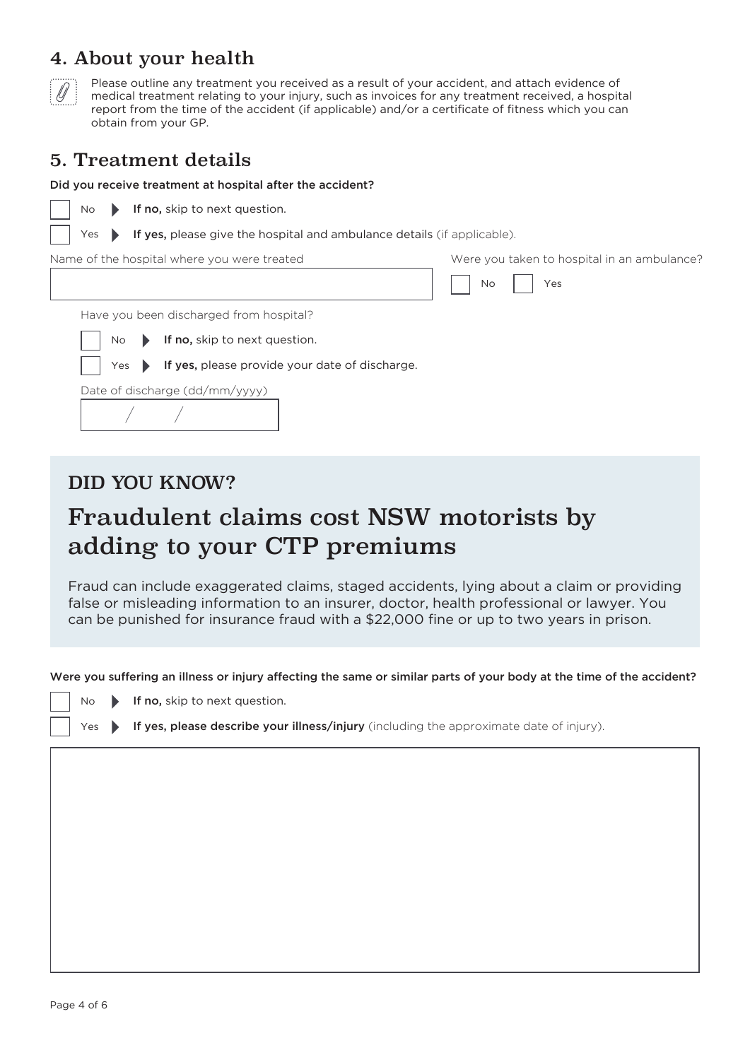## 4. About your health

Please outline any treatment you received as a result of your accident, and attach evidence of medical treatment relating to your injury, such as invoices for any treatment received, a hospital report from the time of the accident (if applicable) and/or a certificate of fitness which you can obtain from your GP.

## 5. Treatment details

**Did you receive treatment at hospital after the accident?**

☐ No ▶ **If no,** skip to next question.

☐ Yes ▶ **If yes,** please give the hospital and ambulance details (if applicable).

Name of the hospital where you were treated

Were you taken to hospital in an ambulance? ☐ No ☐ Yes

Have you been discharged from hospital?

☐ No ▶ **If no,** skip to next question.

☐ Yes ▶ **If yes,** please provide your date of discharge.

Date of discharge (dd/mm/yyyy)

/ /

### DID YOU KNOW?

## Fraudulent claims cost NSW motorists by adding to your CTP premiums

Fraud can include exaggerated claims, staged accidents, lying about a claim or providing false or misleading information to an insurer, doctor, health professional or lawyer. You can be punished for insurance fraud with a $22,000 fine or up to two years in prison.

**Were you suffering an illness or injury affecting the same or similar parts of your body at the time of the accident?**

☐ No ▶ **If no,** skip to next question.

☐ Yes ▶ **If yes, please describe your illness/injury** (including the approximate date of injury).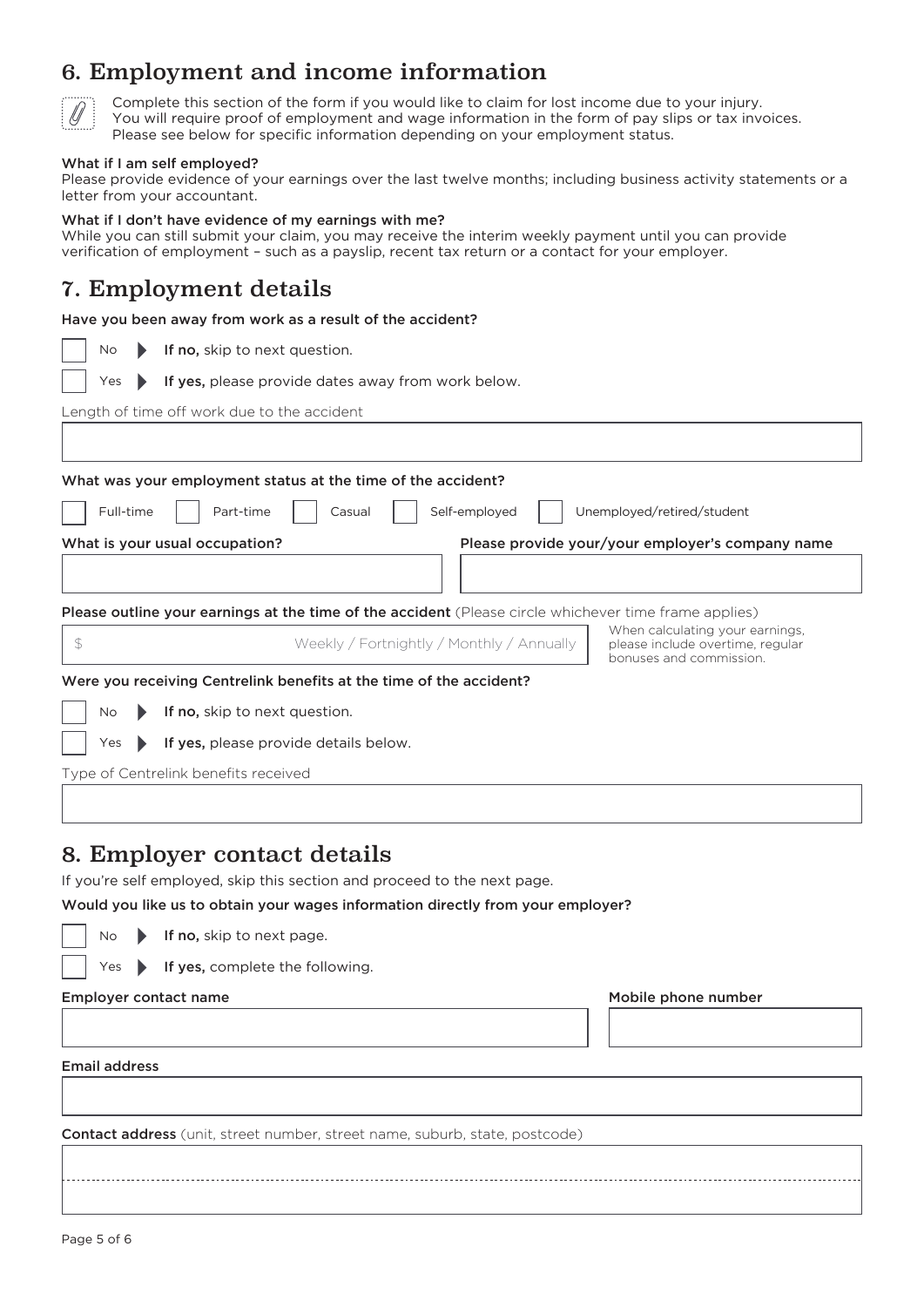## 6. Employment and income information

Complete this section of the form if you would like to claim for lost income due to your injury. You will require proof of employment and wage information in the form of pay slips or tax invoices. Please see below for specific information depending on your employment status.

**What if I am self employed?**
Please provide evidence of your earnings over the last twelve months; including business activity statements or a letter from your accountant.

**What if I don't have evidence of my earnings with me?**
While you can still submit your claim, you may receive the interim weekly payment until you can provide verification of employment – such as a payslip, recent tax return or a contact for your employer.

## 7. Employment details

**Have you been away from work as a result of the accident?**

☐ No ▶ **If no,** skip to next question.

☐ Yes ▶ **If yes,** please provide dates away from work below.

Length of time off work due to the accident

______________________________

**What was your employment status at the time of the accident?**

☐ Full-time ☐ Part-time ☐ Casual ☐ Self-employed ☐ Unemployed/retired/student

**What is your usual occupation?**

______________________________

**Please provide your/your employer's company name**

______________________________

**Please outline your earnings at the time of the accident** (Please circle whichever time frame applies)

$ ______________ Weekly / Fortnightly / Monthly / Annually

When calculating your earnings, please include overtime, regular bonuses and commission.

**Were you receiving Centrelink benefits at the time of the accident?**

☐ No ▶ **If no,** skip to next question.

☐ Yes ▶ **If yes,** please provide details below.

Type of Centrelink benefits received

______________________________

## 8. Employer contact details

If you're self employed, skip this section and proceed to the next page.

**Would you like us to obtain your wages information directly from your employer?**

☐ No ▶ **If no,** skip to next page.

☐ Yes ▶ **If yes,** complete the following.

**Employer contact name**

______________________________

**Mobile phone number**

______________________________

**Email address**

______________________________

**Contact address** (unit, street number, street name, suburb, state, postcode)

______________________________

______________________________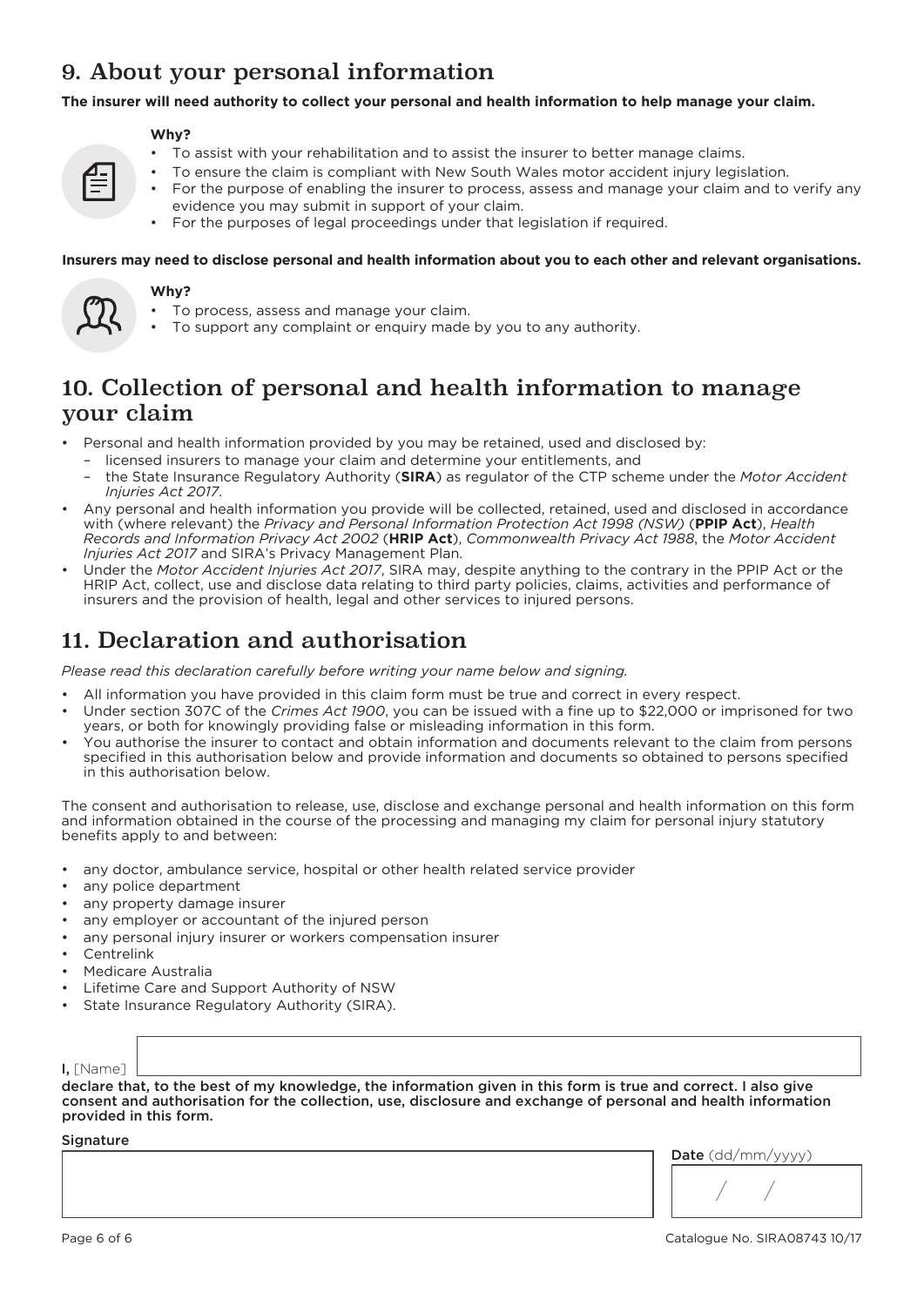## 9. About your personal information

**The insurer will need authority to collect your personal and health information to help manage your claim.**

**Why?**

- To assist with your rehabilitation and to assist the insurer to better manage claims.
- To ensure the claim is compliant with New South Wales motor accident injury legislation.
- For the purpose of enabling the insurer to process, assess and manage your claim and to verify any evidence you may submit in support of your claim.
- For the purposes of legal proceedings under that legislation if required.

**Insurers may need to disclose personal and health information about you to each other and relevant organisations.**

**Why?**

- To process, assess and manage your claim.
- To support any complaint or enquiry made by you to any authority.

## 10. Collection of personal and health information to manage your claim

- Personal and health information provided by you may be retained, used and disclosed by:
  - licensed insurers to manage your claim and determine your entitlements, and
  - the State Insurance Regulatory Authority (**SIRA**) as regulator of the CTP scheme under the *Motor Accident Injuries Act 2017*.
- Any personal and health information you provide will be collected, retained, used and disclosed in accordance with (where relevant) the *Privacy and Personal Information Protection Act 1998 (NSW)* (**PPIP Act**), *Health Records and Information Privacy Act 2002* (**HRIP Act**), *Commonwealth Privacy Act 1988*, the *Motor Accident Injuries Act 2017* and SIRA's Privacy Management Plan.
- Under the *Motor Accident Injuries Act 2017*, SIRA may, despite anything to the contrary in the PPIP Act or the HRIP Act, collect, use and disclose data relating to third party policies, claims, activities and performance of insurers and the provision of health, legal and other services to injured persons.

## 11. Declaration and authorisation

*Please read this declaration carefully before writing your name below and signing.*

- All information you have provided in this claim form must be true and correct in every respect.
- Under section 307C of the *Crimes Act 1900*, you can be issued with a fine up to $22,000 or imprisoned for two years, or both for knowingly providing false or misleading information in this form.
- You authorise the insurer to contact and obtain information and documents relevant to the claim from persons specified in this authorisation below and provide information and documents so obtained to persons specified in this authorisation below.

The consent and authorisation to release, use, disclose and exchange personal and health information on this form and information obtained in the course of the processing and managing my claim for personal injury statutory benefits apply to and between:

- any doctor, ambulance service, hospital or other health related service provider
- any police department
- any property damage insurer
- any employer or accountant of the injured person
- any personal injury insurer or workers compensation insurer
- Centrelink
- Medicare Australia
- Lifetime Care and Support Authority of NSW
- State Insurance Regulatory Authority (SIRA).

**I,** [Name] ______________________

**declare that, to the best of my knowledge, the information given in this form is true and correct. I also give consent and authorisation for the collection, use, disclosure and exchange of personal and health information provided in this form.**

**Signature** ______________________

**Date** (dd/mm/yyyy) ____ / ____ / ______

Catalogue No. SIRA08743 10/17